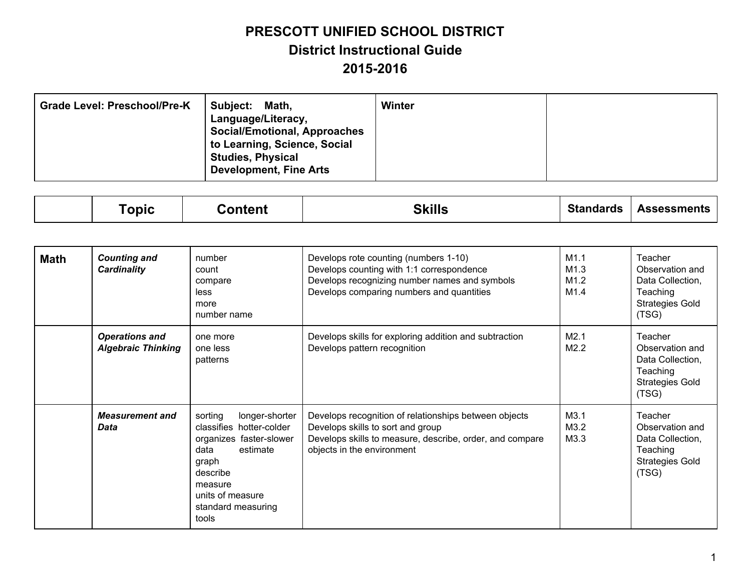# PRESCOTT UNIFIED SCHOOL DISTRICT
## District Instructional Guide
## 2015-2016

| Grade Level: Preschool/Pre-K | Subject: Math, Language/Literacy, Social/Emotional, Approaches to Learning, Science, Social Studies, Physical Development, Fine Arts | Winter | |
|---|---|---|---|

| | Topic | Content | Skills | Standards | Assessments |
|---|---|---|---|---|---|
| **Math** | ***Counting and Cardinality*** | number<br>count<br>compare<br>less<br>more<br>number name | Develops rote counting (numbers 1-10)<br>Develops counting with 1:1 correspondence<br>Develops recognizing number names and symbols<br>Develops comparing numbers and quantities | M1.1<br>M1.3<br>M1.2<br>M1.4 | Teacher Observation and Data Collection, Teaching Strategies Gold (TSG) |
| | ***Operations and Algebraic Thinking*** | one more<br>one less<br>patterns | Develops skills for exploring addition and subtraction<br>Develops pattern recognition | M2.1<br>M2.2 | Teacher Observation and Data Collection, Teaching Strategies Gold (TSG) |
| | ***Measurement and Data*** | sorting<br>classifies<br>organizes<br>data<br>graph<br>describe<br>measure<br>units of measure<br>standard measuring tools<br>longer-shorter<br>hotter-colder<br>faster-slower<br>estimate | Develops recognition of relationships between objects<br>Develops skills to sort and group<br>Develops skills to measure, describe, order, and compare objects in the environment | M3.1<br>M3.2<br>M3.3 | Teacher Observation and Data Collection, Teaching Strategies Gold (TSG) |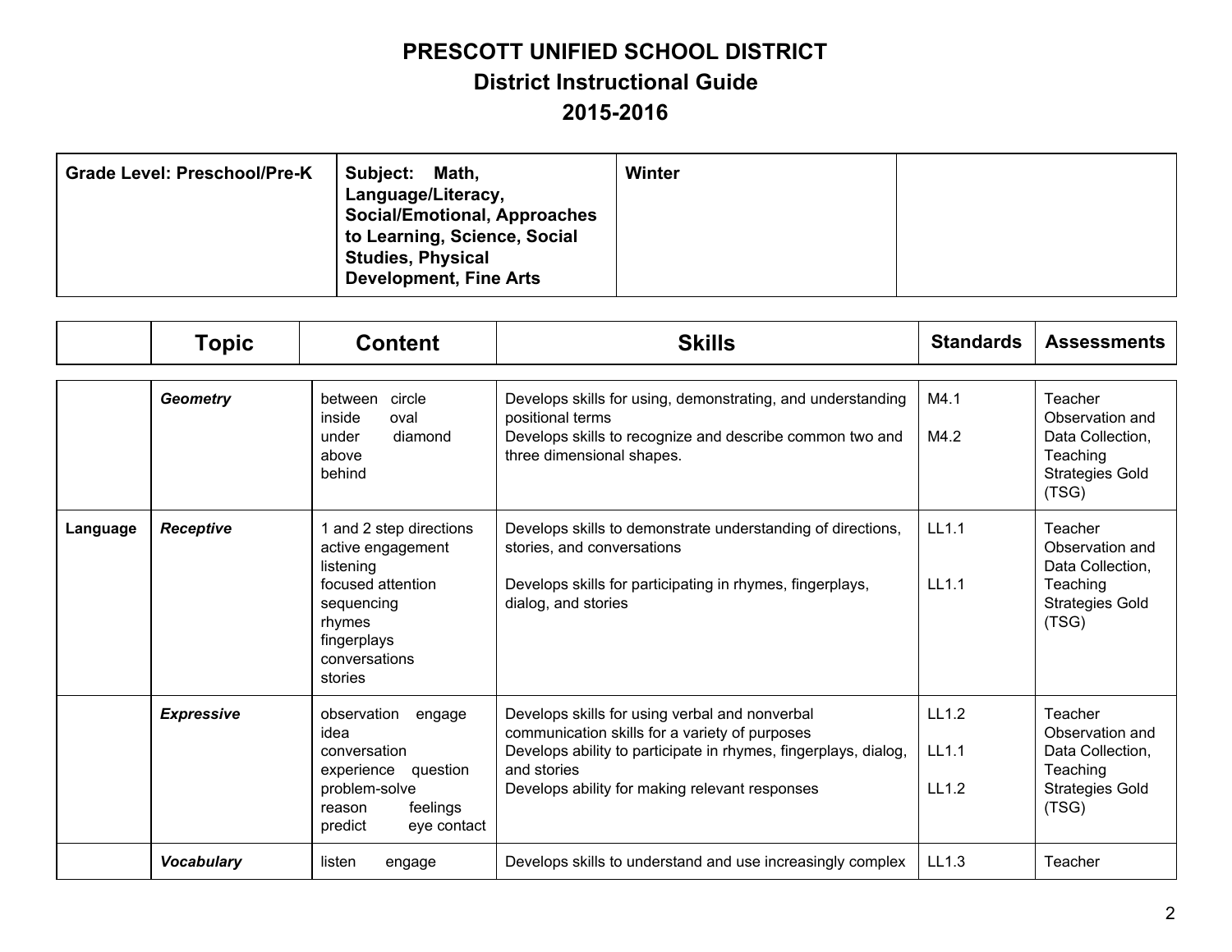# PRESCOTT UNIFIED SCHOOL DISTRICT
## District Instructional Guide
## 2015-2016

| Grade Level: Preschool/Pre-K | Subject: Math, Language/Literacy, Social/Emotional, Approaches to Learning, Science, Social Studies, Physical Development, Fine Arts | Winter | |
|---|---|---|---|

| | Topic | Content | Skills | Standards | Assessments |
|---|---|---|---|---|---|
| | ***Geometry*** | between circle<br>inside oval<br>under diamond<br>above<br>behind | Develops skills for using, demonstrating, and understanding positional terms<br>Develops skills to recognize and describe common two and three dimensional shapes. | M4.1<br><br>M4.2 | Teacher Observation and Data Collection, Teaching Strategies Gold (TSG) |
| **Language** | ***Receptive*** | 1 and 2 step directions<br>active engagement<br>listening<br>focused attention<br>sequencing<br>rhymes<br>fingerplays<br>conversations<br>stories | Develops skills to demonstrate understanding of directions, stories, and conversations<br><br>Develops skills for participating in rhymes, fingerplays, dialog, and stories | LL1.1<br><br>LL1.1 | Teacher Observation and Data Collection, Teaching Strategies Gold (TSG) |
| | ***Expressive*** | observation engage<br>idea<br>conversation<br>experience question<br>problem-solve<br>reason feelings<br>predict eye contact | Develops skills for using verbal and nonverbal communication skills for a variety of purposes<br>Develops ability to participate in rhymes, fingerplays, dialog, and stories<br>Develops ability for making relevant responses | LL1.2<br><br>LL1.1<br><br>LL1.2 | Teacher Observation and Data Collection, Teaching Strategies Gold (TSG) |
| | ***Vocabulary*** | listen engage | Develops skills to understand and use increasingly complex | LL1.3 | Teacher |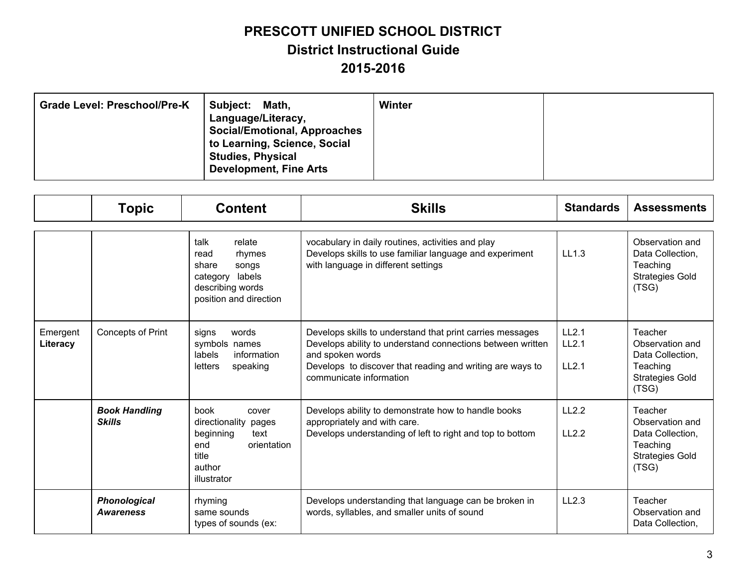# PRESCOTT UNIFIED SCHOOL DISTRICT
## District Instructional Guide
## 2015-2016

| Grade Level: Preschool/Pre-K | Subject: Math, Language/Literacy, Social/Emotional, Approaches to Learning, Science, Social Studies, Physical Development, Fine Arts | Winter | |
|---|---|---|---|

| | Topic | Content | Skills | Standards | Assessments |
|---|---|---|---|---|---|
| | | talk relate<br>read rhymes<br>share songs<br>category labels<br>describing words<br>position and direction | vocabulary in daily routines, activities and play<br>Develops skills to use familiar language and experiment with language in different settings | LL1.3 | Observation and Data Collection, Teaching Strategies Gold (TSG) |
| Emergent **Literacy** | Concepts of Print | signs words<br>symbols names<br>labels information<br>letters speaking | Develops skills to understand that print carries messages<br>Develops ability to understand connections between written and spoken words<br>Develops to discover that reading and writing are ways to communicate information | LL2.1<br>LL2.1<br><br>LL2.1 | Teacher Observation and Data Collection, Teaching Strategies Gold (TSG) |
| | ***Book Handling Skills*** | book cover<br>directionality pages<br>beginning text<br>end orientation<br>title<br>author<br>illustrator | Develops ability to demonstrate how to handle books appropriately and with care.<br>Develops understanding of left to right and top to bottom | LL2.2<br><br>LL2.2 | Teacher Observation and Data Collection, Teaching Strategies Gold (TSG) |
| | ***Phonological Awareness*** | rhyming<br>same sounds<br>types of sounds (ex: | Develops understanding that language can be broken in words, syllables, and smaller units of sound | LL2.3 | Teacher Observation and Data Collection, |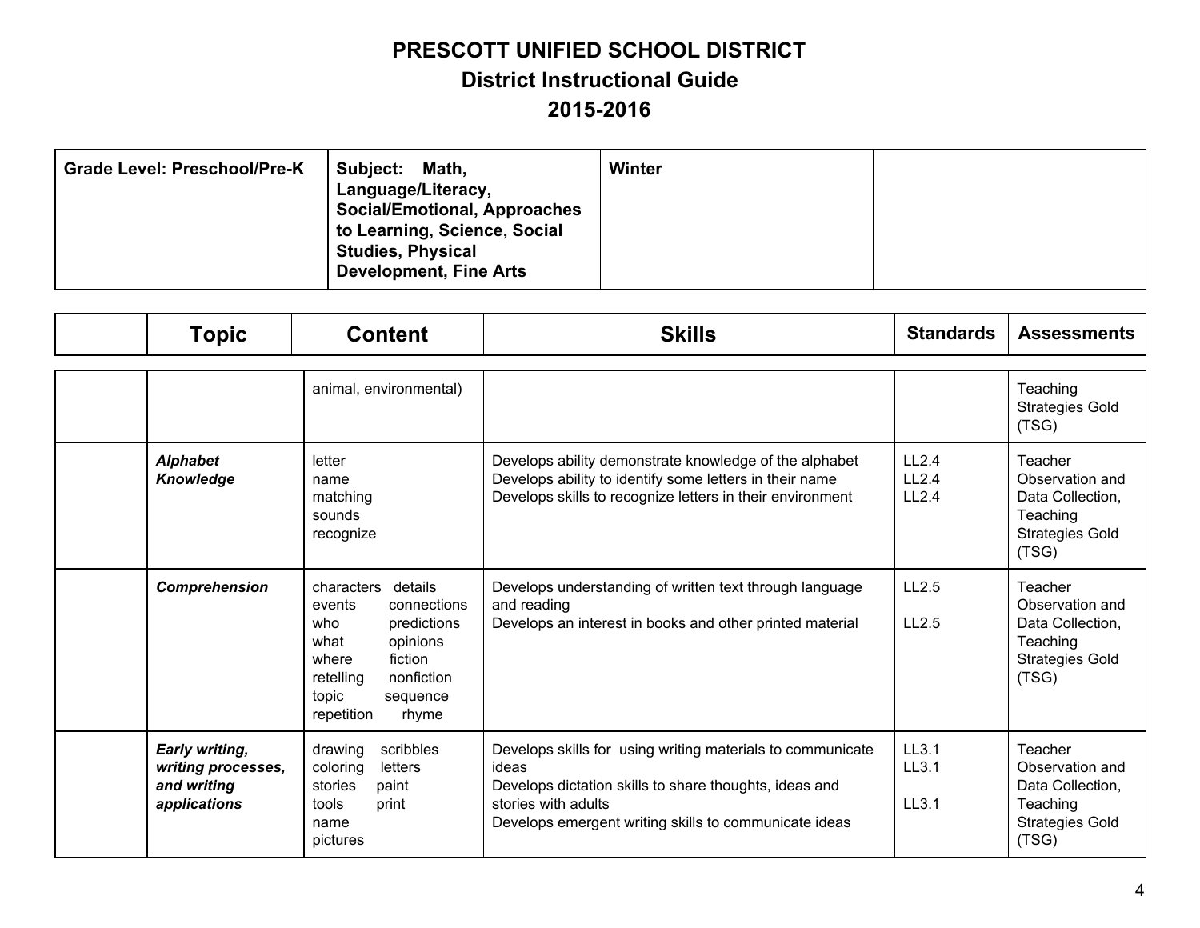# PRESCOTT UNIFIED SCHOOL DISTRICT
## District Instructional Guide
## 2015-2016

| Grade Level: Preschool/Pre-K | Subject: Math, Language/Literacy, Social/Emotional, Approaches to Learning, Science, Social Studies, Physical Development, Fine Arts | Winter | |
|---|---|---|---|

| | Topic | Content | Skills | Standards | Assessments |
|---|---|---|---|---|---|
| | | animal, environmental) | | | Teaching Strategies Gold (TSG) |
| | ***Alphabet Knowledge*** | letter<br>name<br>matching<br>sounds<br>recognize | Develops ability demonstrate knowledge of the alphabet<br>Develops ability to identify some letters in their name<br>Develops skills to recognize letters in their environment | LL2.4<br>LL2.4<br>LL2.4 | Teacher Observation and Data Collection, Teaching Strategies Gold (TSG) |
| | ***Comprehension*** | characters details<br>events connections<br>who predictions<br>what opinions<br>where fiction<br>retelling nonfiction<br>topic sequence<br>repetition rhyme | Develops understanding of written text through language and reading<br>Develops an interest in books and other printed material | LL2.5<br>LL2.5 | Teacher Observation and Data Collection, Teaching Strategies Gold (TSG) |
| | ***Early writing, writing processes, and writing applications*** | drawing scribbles<br>coloring letters<br>stories paint<br>tools print<br>name<br>pictures | Develops skills for using writing materials to communicate ideas<br>Develops dictation skills to share thoughts, ideas and stories with adults<br>Develops emergent writing skills to communicate ideas | LL3.1<br>LL3.1<br>LL3.1 | Teacher Observation and Data Collection, Teaching Strategies Gold (TSG) |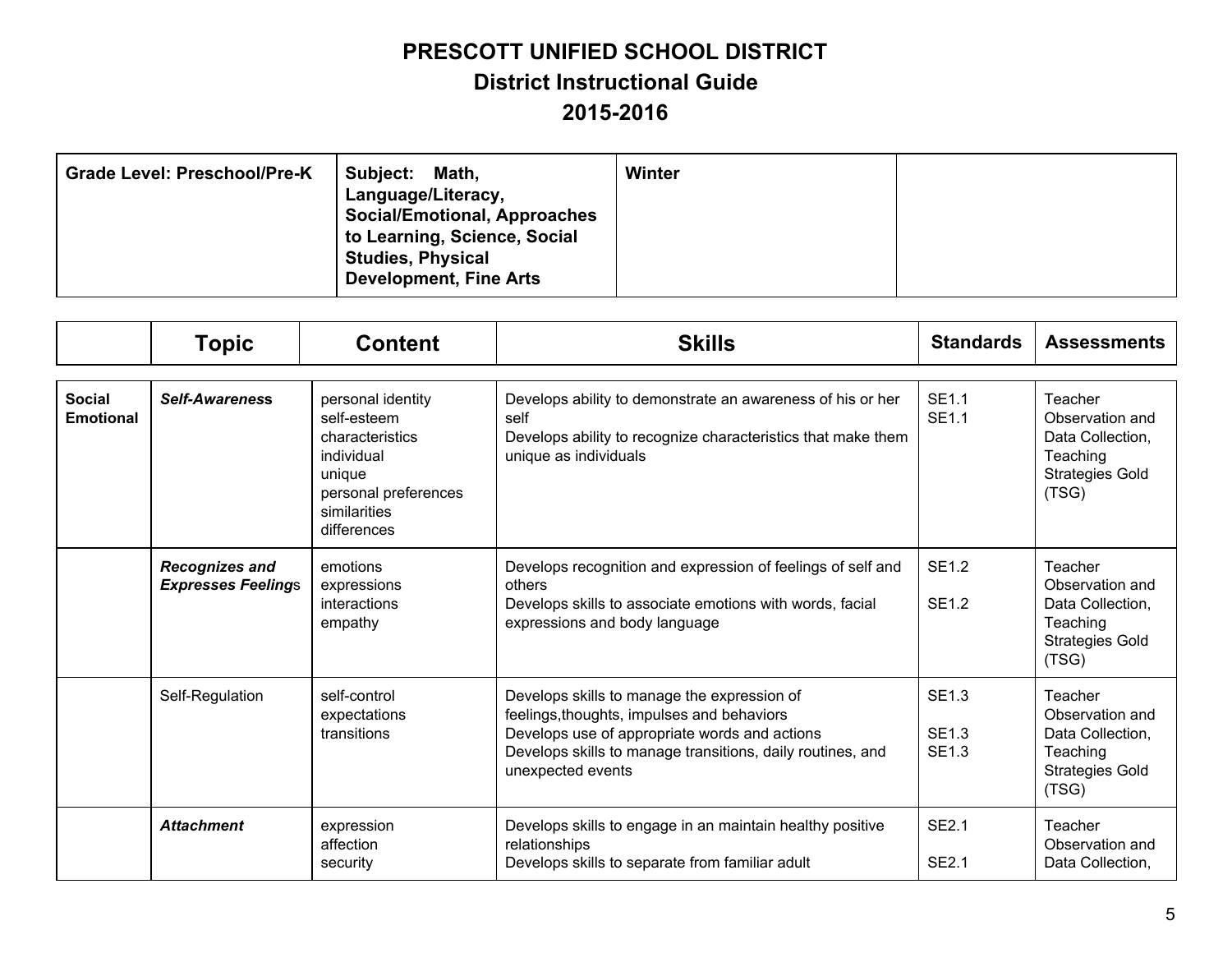# PRESCOTT UNIFIED SCHOOL DISTRICT
## District Instructional Guide
## 2015-2016

| Grade Level: Preschool/Pre-K | Subject: Math, Language/Literacy, Social/Emotional, Approaches to Learning, Science, Social Studies, Physical Development, Fine Arts | Winter | |
|---|---|---|---|

| | Topic | Content | Skills | Standards | Assessments |
|---|---|---|---|---|---|
| **Social Emotional** | ***Self-Awareness*** | personal identity<br>self-esteem<br>characteristics<br>individual<br>unique<br>personal preferences<br>similarities<br>differences | Develops ability to demonstrate an awareness of his or her self<br>Develops ability to recognize characteristics that make them unique as individuals | SE1.1<br>SE1.1 | Teacher Observation and Data Collection, Teaching Strategies Gold (TSG) |
| | ***Recognizes and Expresses Feeling*s** | emotions<br>expressions<br>interactions<br>empathy | Develops recognition and expression of feelings of self and others<br>Develops skills to associate emotions with words, facial expressions and body language | SE1.2<br><br>SE1.2 | Teacher Observation and Data Collection, Teaching Strategies Gold (TSG) |
| | Self-Regulation | self-control<br>expectations<br>transitions | Develops skills to manage the expression of feelings,thoughts, impulses and behaviors<br>Develops use of appropriate words and actions<br>Develops skills to manage transitions, daily routines, and unexpected events | SE1.3<br><br>SE1.3<br>SE1.3 | Teacher Observation and Data Collection, Teaching Strategies Gold (TSG) |
| | ***Attachment*** | expression<br>affection<br>security | Develops skills to engage in an maintain healthy positive relationships<br>Develops skills to separate from familiar adult | SE2.1<br><br>SE2.1 | Teacher Observation and Data Collection, |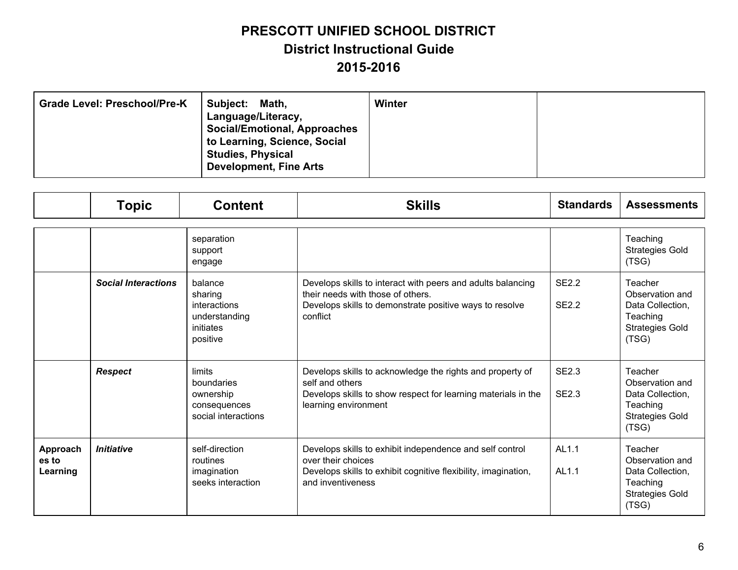# PRESCOTT UNIFIED SCHOOL DISTRICT
## District Instructional Guide
## 2015-2016

| Grade Level: Preschool/Pre-K | Subject: Math, Language/Literacy, Social/Emotional, Approaches to Learning, Science, Social Studies, Physical Development, Fine Arts | Winter | |
|---|---|---|---|

| | Topic | Content | Skills | Standards | Assessments |
|---|---|---|---|---|---|
| | | separation<br>support<br>engage | | | Teaching Strategies Gold (TSG) |
| | ***Social Interactions*** | balance<br>sharing<br>interactions<br>understanding<br>initiates<br>positive | Develops skills to interact with peers and adults balancing their needs with those of others.<br>Develops skills to demonstrate positive ways to resolve conflict | SE2.2<br><br>SE2.2 | Teacher Observation and Data Collection, Teaching Strategies Gold (TSG) |
| | ***Respect*** | limits<br>boundaries<br>ownership<br>consequences<br>social interactions | Develops skills to acknowledge the rights and property of self and others<br>Develops skills to show respect for learning materials in the learning environment | SE2.3<br><br>SE2.3 | Teacher Observation and Data Collection, Teaching Strategies Gold (TSG) |
| **Approaches to Learning** | ***Initiative*** | self-direction<br>routines<br>imagination<br>seeks interaction | Develops skills to exhibit independence and self control over their choices<br>Develops skills to exhibit cognitive flexibility, imagination, and inventiveness | AL1.1<br><br>AL1.1 | Teacher Observation and Data Collection, Teaching Strategies Gold (TSG) |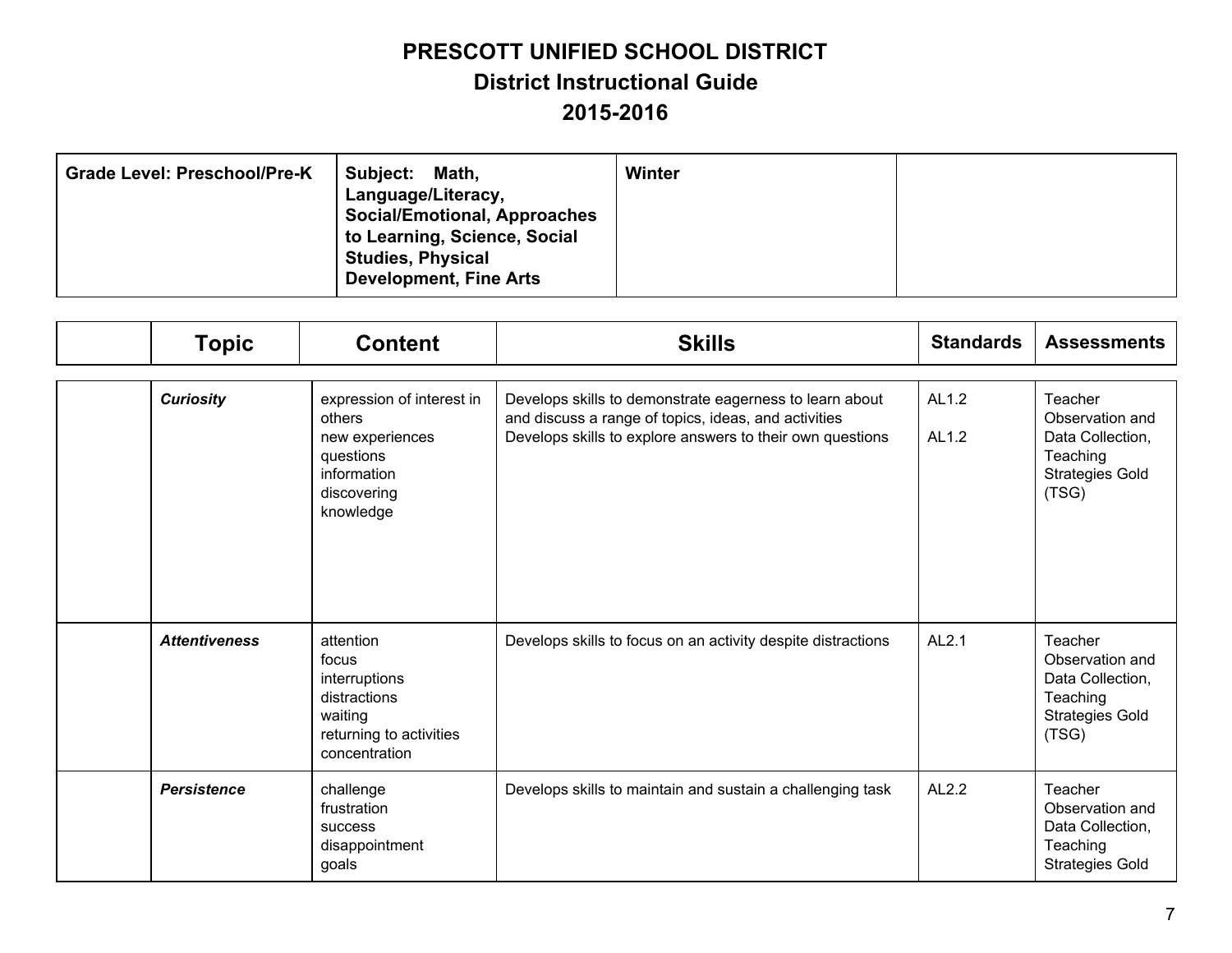# PRESCOTT UNIFIED SCHOOL DISTRICT
## District Instructional Guide
## 2015-2016

| Grade Level: Preschool/Pre-K | Subject: Math, Language/Literacy, Social/Emotional, Approaches to Learning, Science, Social Studies, Physical Development, Fine Arts | Winter | |
|---|---|---|---|

| | Topic | Content | Skills | Standards | Assessments |
|---|---|---|---|---|---|
| | ***Curiosity*** | expression of interest in others<br>new experiences<br>questions<br>information<br>discovering<br>knowledge | Develops skills to demonstrate eagerness to learn about and discuss a range of topics, ideas, and activities<br>Develops skills to explore answers to their own questions | AL1.2<br><br>AL1.2 | Teacher Observation and Data Collection, Teaching Strategies Gold (TSG) |
| | ***Attentiveness*** | attention<br>focus<br>interruptions<br>distractions<br>waiting<br>returning to activities<br>concentration | Develops skills to focus on an activity despite distractions | AL2.1 | Teacher Observation and Data Collection, Teaching Strategies Gold (TSG) |
| | ***Persistence*** | challenge<br>frustration<br>success<br>disappointment<br>goals | Develops skills to maintain and sustain a challenging task | AL2.2 | Teacher Observation and Data Collection, Teaching Strategies Gold |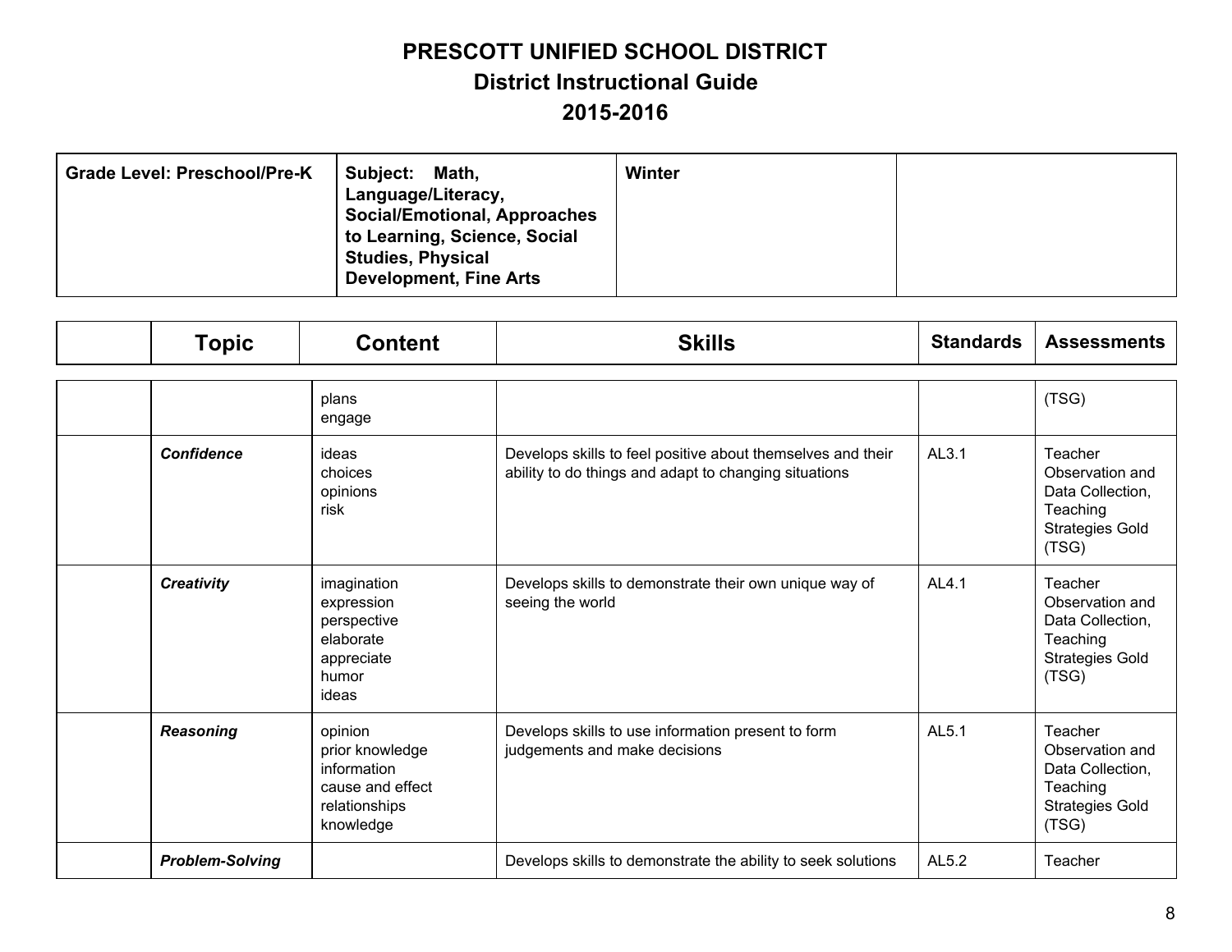# PRESCOTT UNIFIED SCHOOL DISTRICT
## District Instructional Guide
## 2015-2016

| Grade Level: Preschool/Pre-K | Subject: Math, Language/Literacy, Social/Emotional, Approaches to Learning, Science, Social Studies, Physical Development, Fine Arts | Winter | |
|---|---|---|---|

| | Topic | Content | Skills | Standards | Assessments |
|---|---|---|---|---|---|
| | | plans<br>engage | | | (TSG) |
| | ***Confidence*** | ideas<br>choices<br>opinions<br>risk | Develops skills to feel positive about themselves and their ability to do things and adapt to changing situations | AL3.1 | Teacher Observation and Data Collection, Teaching Strategies Gold (TSG) |
| | ***Creativity*** | imagination<br>expression<br>perspective<br>elaborate<br>appreciate<br>humor<br>ideas | Develops skills to demonstrate their own unique way of seeing the world | AL4.1 | Teacher Observation and Data Collection, Teaching Strategies Gold (TSG) |
| | ***Reasoning*** | opinion<br>prior knowledge<br>information<br>cause and effect<br>relationships<br>knowledge | Develops skills to use information present to form judgements and make decisions | AL5.1 | Teacher Observation and Data Collection, Teaching Strategies Gold (TSG) |
| | ***Problem-Solving*** | | Develops skills to demonstrate the ability to seek solutions | AL5.2 | Teacher |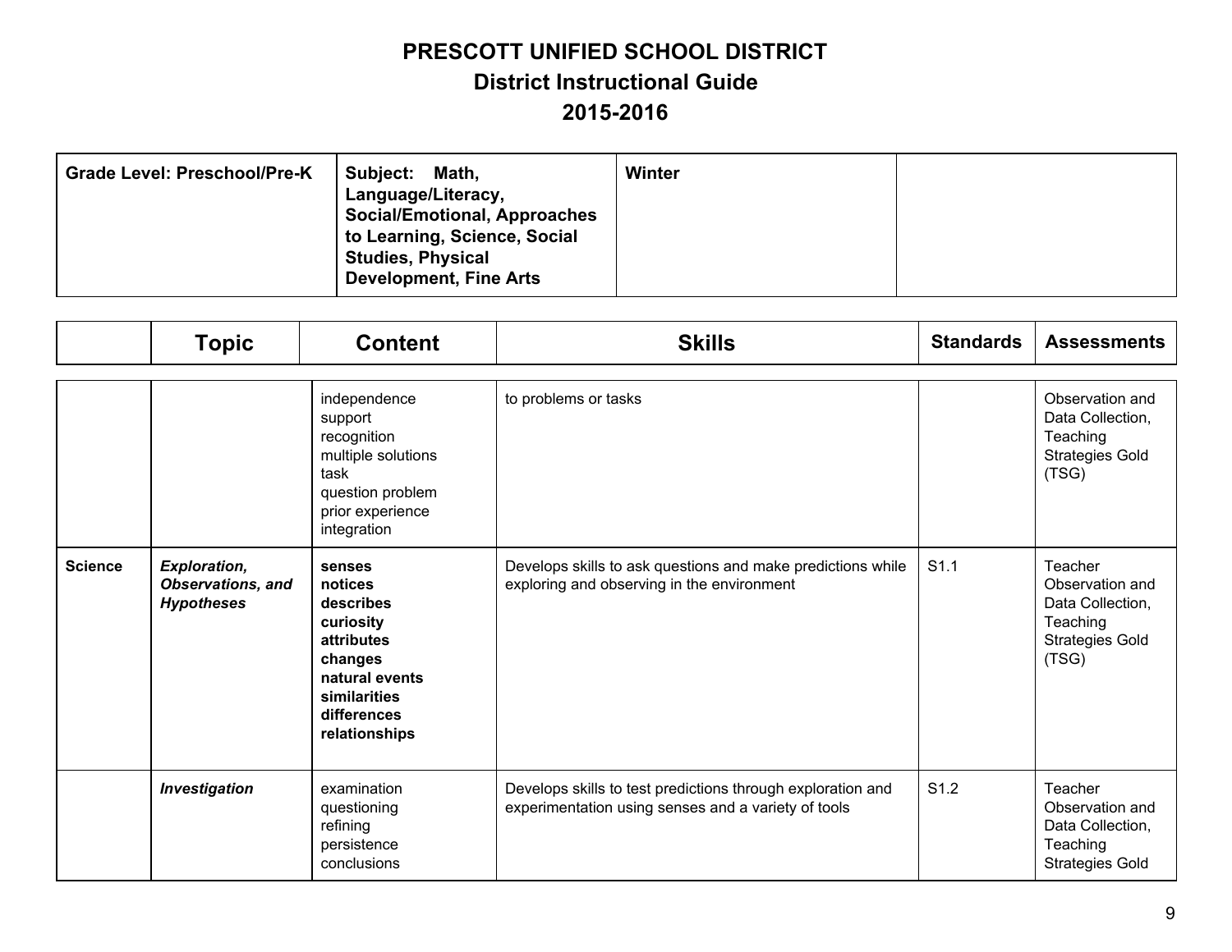# PRESCOTT UNIFIED SCHOOL DISTRICT

## District Instructional Guide

## 2015-2016

| Grade Level: Preschool/Pre-K | Subject: Math, Language/Literacy, Social/Emotional, Approaches to Learning, Science, Social Studies, Physical Development, Fine Arts | Winter | |
|---|---|---|---|

| | Topic | Content | Skills | Standards | Assessments |
|---|---|---|---|---|---|
| | | independence<br>support<br>recognition<br>multiple solutions<br>task<br>question problem<br>prior experience<br>integration | to problems or tasks | | Observation and Data Collection, Teaching Strategies Gold (TSG) |
| **Science** | ***Exploration, Observations, and Hypotheses*** | **senses**<br>**notices**<br>**describes**<br>**curiosity**<br>**attributes**<br>**changes**<br>**natural events**<br>**similarities**<br>**differences**<br>**relationships** | Develops skills to ask questions and make predictions while exploring and observing in the environment | S1.1 | Teacher Observation and Data Collection, Teaching Strategies Gold (TSG) |
| | ***Investigation*** | examination<br>questioning<br>refining<br>persistence<br>conclusions | Develops skills to test predictions through exploration and experimentation using senses and a variety of tools | S1.2 | Teacher Observation and Data Collection, Teaching Strategies Gold |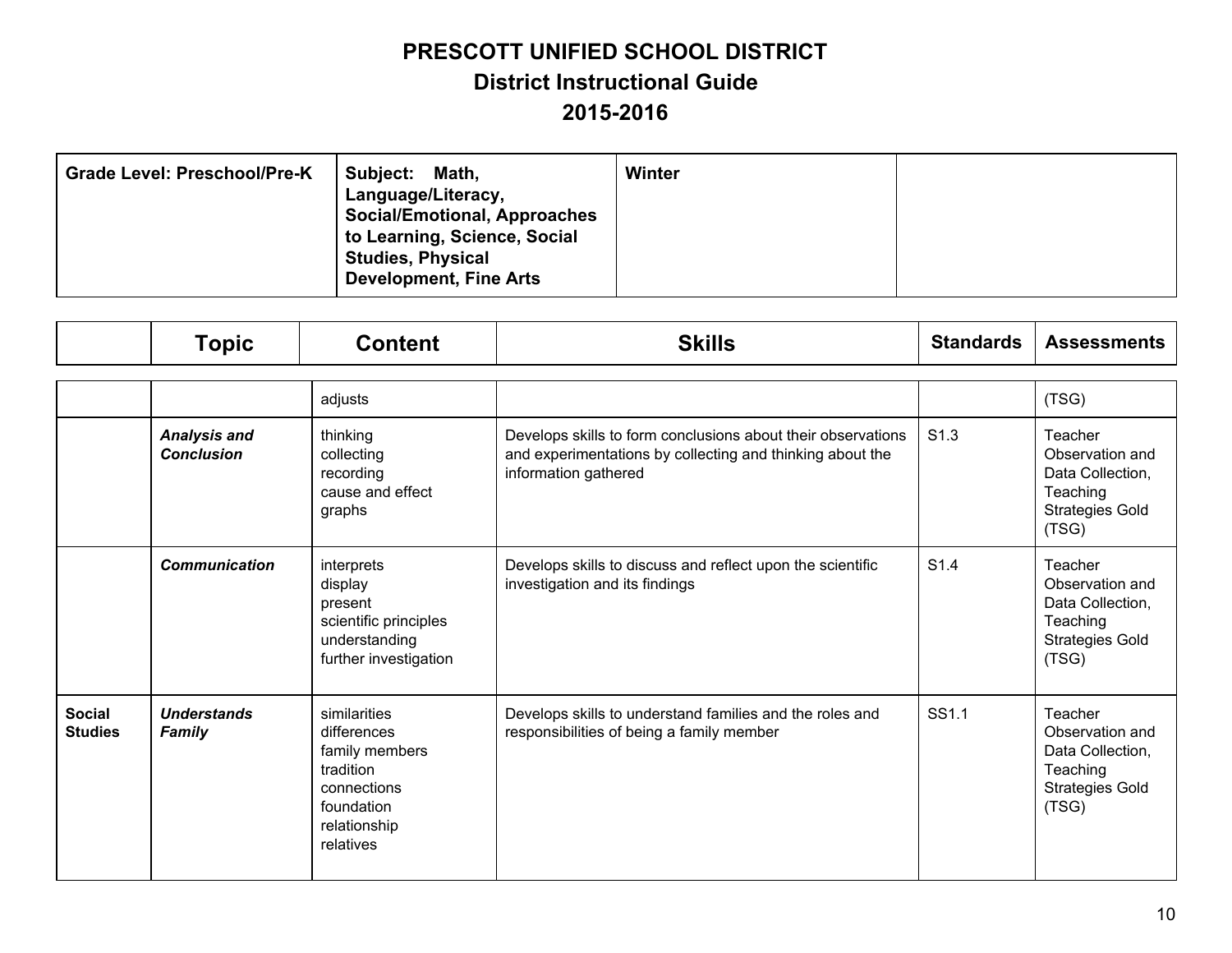# PRESCOTT UNIFIED SCHOOL DISTRICT
## District Instructional Guide
## 2015-2016

| Grade Level: Preschool/Pre-K | Subject: Math, Language/Literacy, Social/Emotional, Approaches to Learning, Science, Social Studies, Physical Development, Fine Arts | Winter | |
|---|---|---|---|

| | Topic | Content | Skills | Standards | Assessments |
|---|---|---|---|---|---|
| | | adjusts | | | (TSG) |
| | ***Analysis and Conclusion*** | thinking<br>collecting<br>recording<br>cause and effect<br>graphs | Develops skills to form conclusions about their observations and experimentations by collecting and thinking about the information gathered | S1.3 | Teacher Observation and Data Collection, Teaching Strategies Gold (TSG) |
| | ***Communication*** | interprets<br>display<br>present<br>scientific principles<br>understanding<br>further investigation | Develops skills to discuss and reflect upon the scientific investigation and its findings | S1.4 | Teacher Observation and Data Collection, Teaching Strategies Gold (TSG) |
| **Social Studies** | ***Understands Family*** | similarities<br>differences<br>family members<br>tradition<br>connections<br>foundation<br>relationship<br>relatives | Develops skills to understand families and the roles and responsibilities of being a family member | SS1.1 | Teacher Observation and Data Collection, Teaching Strategies Gold (TSG) |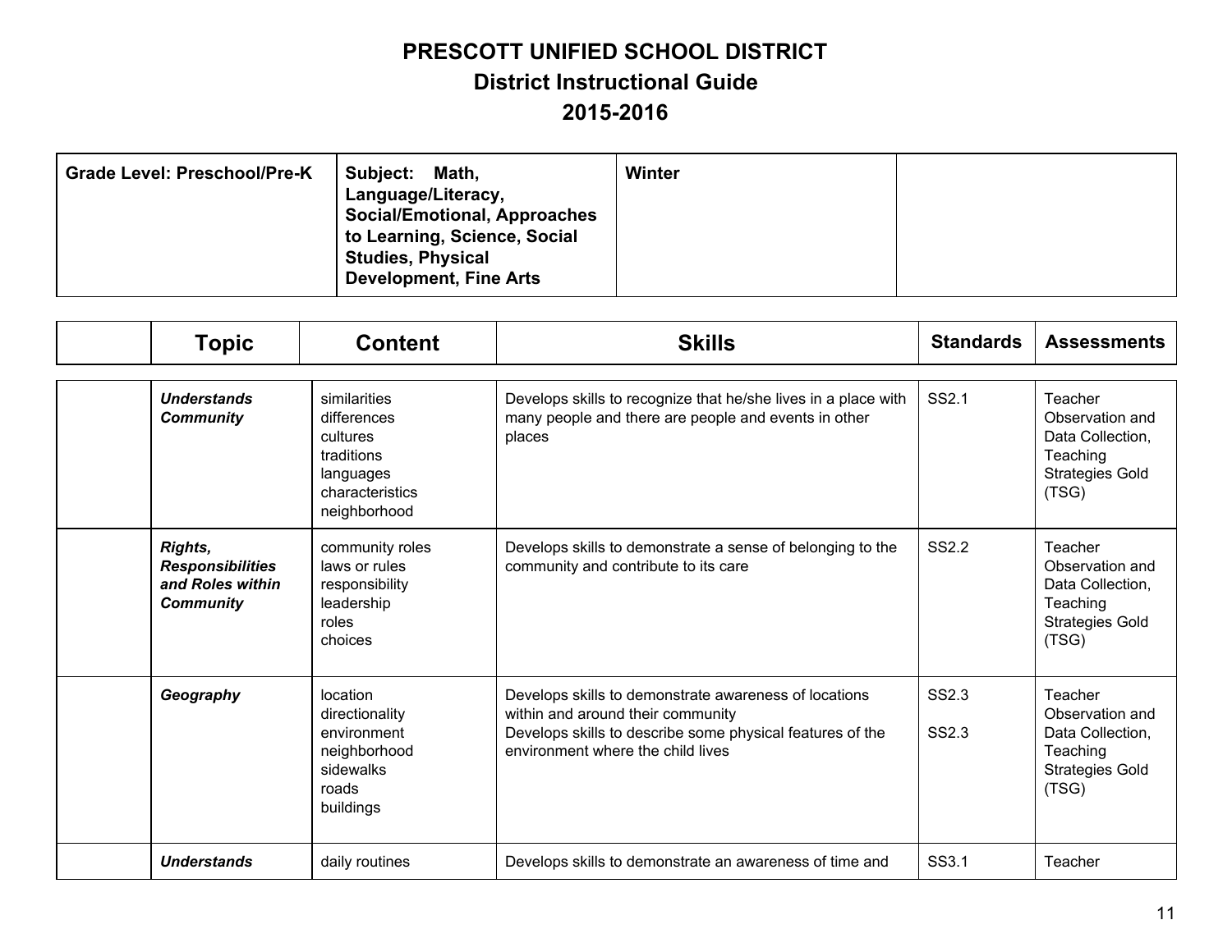# PRESCOTT UNIFIED SCHOOL DISTRICT
## District Instructional Guide
## 2015-2016

| Grade Level: Preschool/Pre-K | Subject: Math, Language/Literacy, Social/Emotional, Approaches to Learning, Science, Social Studies, Physical Development, Fine Arts | Winter | |
|---|---|---|---|

| | Topic | Content | Skills | Standards | Assessments |
|---|---|---|---|---|---|
| | ***Understands Community*** | similarities<br>differences<br>cultures<br>traditions<br>languages<br>characteristics<br>neighborhood | Develops skills to recognize that he/she lives in a place with many people and there are people and events in other places | SS2.1 | Teacher Observation and Data Collection, Teaching Strategies Gold (TSG) |
| | ***Rights, Responsibilities and Roles within Community*** | community roles<br>laws or rules<br>responsibility<br>leadership<br>roles<br>choices | Develops skills to demonstrate a sense of belonging to the community and contribute to its care | SS2.2 | Teacher Observation and Data Collection, Teaching Strategies Gold (TSG) |
| | ***Geography*** | location<br>directionality<br>environment<br>neighborhood<br>sidewalks<br>roads<br>buildings | Develops skills to demonstrate awareness of locations within and around their community<br>Develops skills to describe some physical features of the environment where the child lives | SS2.3<br><br>SS2.3 | Teacher Observation and Data Collection, Teaching Strategies Gold (TSG) |
| | ***Understands*** | daily routines | Develops skills to demonstrate an awareness of time and | SS3.1 | Teacher |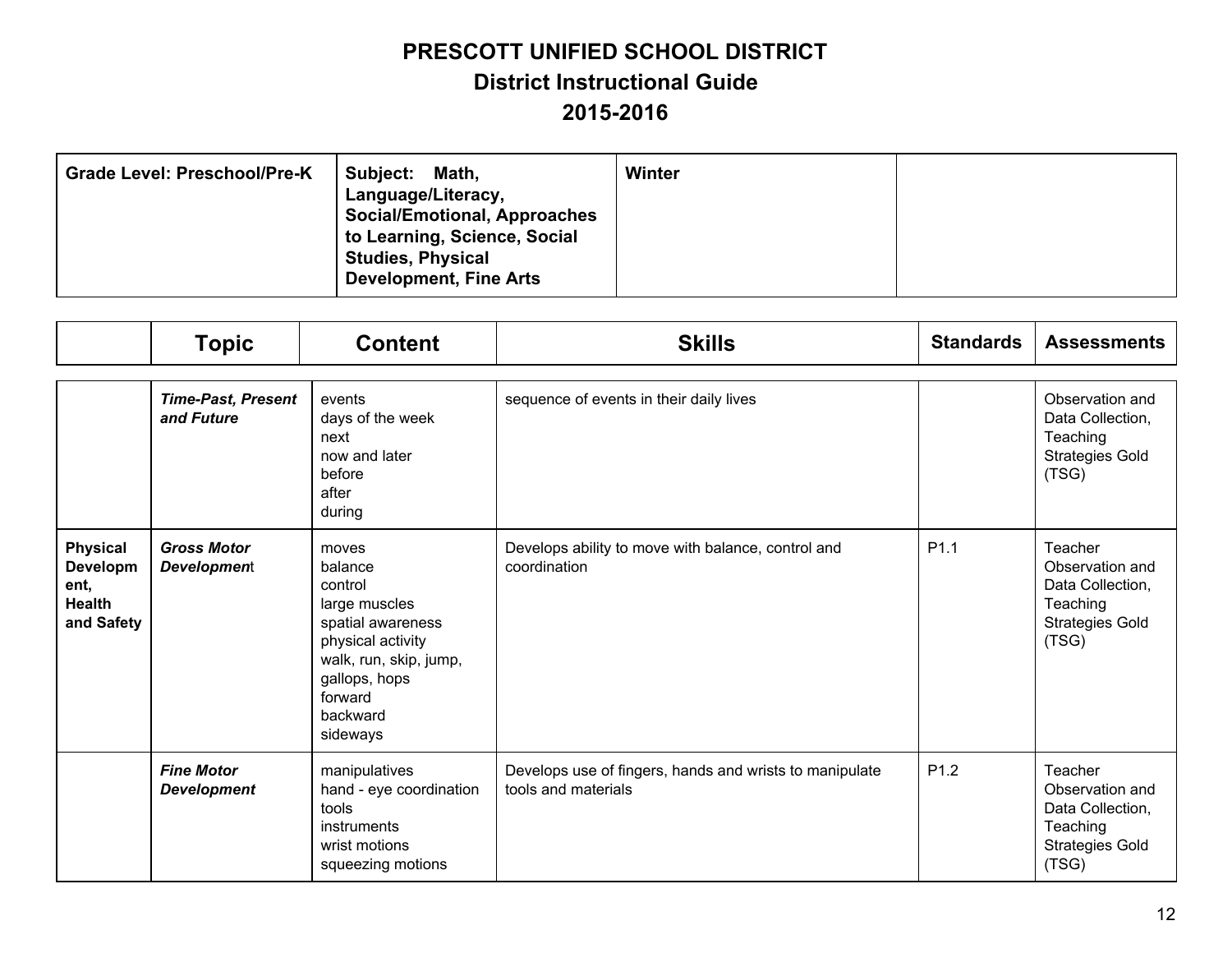# PRESCOTT UNIFIED SCHOOL DISTRICT
## District Instructional Guide
## 2015-2016

| Grade Level: Preschool/Pre-K | Subject: Math, Language/Literacy, Social/Emotional, Approaches to Learning, Science, Social Studies, Physical Development, Fine Arts | Winter | |
|---|---|---|---|

| | Topic | Content | Skills | Standards | Assessments |
|---|---|---|---|---|---|
| | ***Time-Past, Present and Future*** | events<br>days of the week<br>next<br>now and later<br>before<br>after<br>during | sequence of events in their daily lives | | Observation and Data Collection, Teaching Strategies Gold (TSG) |
| **Physical Development, Health and Safety** | ***Gross Motor Development*** | moves<br>balance<br>control<br>large muscles<br>spatial awareness<br>physical activity<br>walk, run, skip, jump, gallops, hops<br>forward<br>backward<br>sideways | Develops ability to move with balance, control and coordination | P1.1 | Teacher Observation and Data Collection, Teaching Strategies Gold (TSG) |
| | ***Fine Motor Development*** | manipulatives<br>hand - eye coordination<br>tools<br>instruments<br>wrist motions<br>squeezing motions | Develops use of fingers, hands and wrists to manipulate tools and materials | P1.2 | Teacher Observation and Data Collection, Teaching Strategies Gold (TSG) |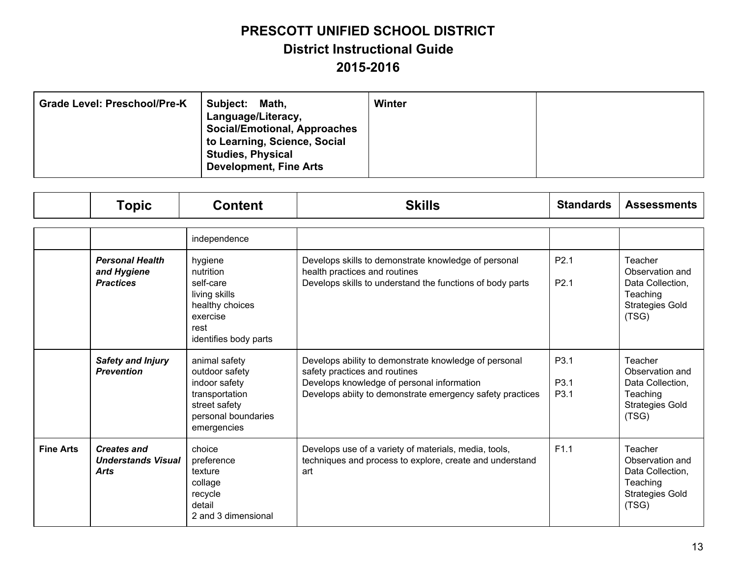# PRESCOTT UNIFIED SCHOOL DISTRICT
## District Instructional Guide
## 2015-2016

| Grade Level: Preschool/Pre-K | Subject: Math, Language/Literacy, Social/Emotional, Approaches to Learning, Science, Social Studies, Physical Development, Fine Arts | Winter | |
|---|---|---|---|

| | Topic | Content | Skills | Standards | Assessments |
|---|---|---|---|---|---|
| | | independence | | | |
| | ***Personal Health and Hygiene Practices*** | hygiene<br>nutrition<br>self-care<br>living skills<br>healthy choices<br>exercise<br>rest<br>identifies body parts | Develops skills to demonstrate knowledge of personal health practices and routines<br>Develops skills to understand the functions of body parts | P2.1<br><br>P2.1 | Teacher Observation and Data Collection, Teaching Strategies Gold (TSG) |
| | ***Safety and Injury Prevention*** | animal safety<br>outdoor safety<br>indoor safety<br>transportation<br>street safety<br>personal boundaries<br>emergencies | Develops ability to demonstrate knowledge of personal safety practices and routines<br>Develops knowledge of personal information<br>Develops abiity to demonstrate emergency safety practices | P3.1<br><br>P3.1<br>P3.1 | Teacher Observation and Data Collection, Teaching Strategies Gold (TSG) |
| **Fine Arts** | ***Creates and Understands Visual Arts*** | choice<br>preference<br>texture<br>collage<br>recycle<br>detail<br>2 and 3 dimensional | Develops use of a variety of materials, media, tools, techniques and process to explore, create and understand art | F1.1 | Teacher Observation and Data Collection, Teaching Strategies Gold (TSG) |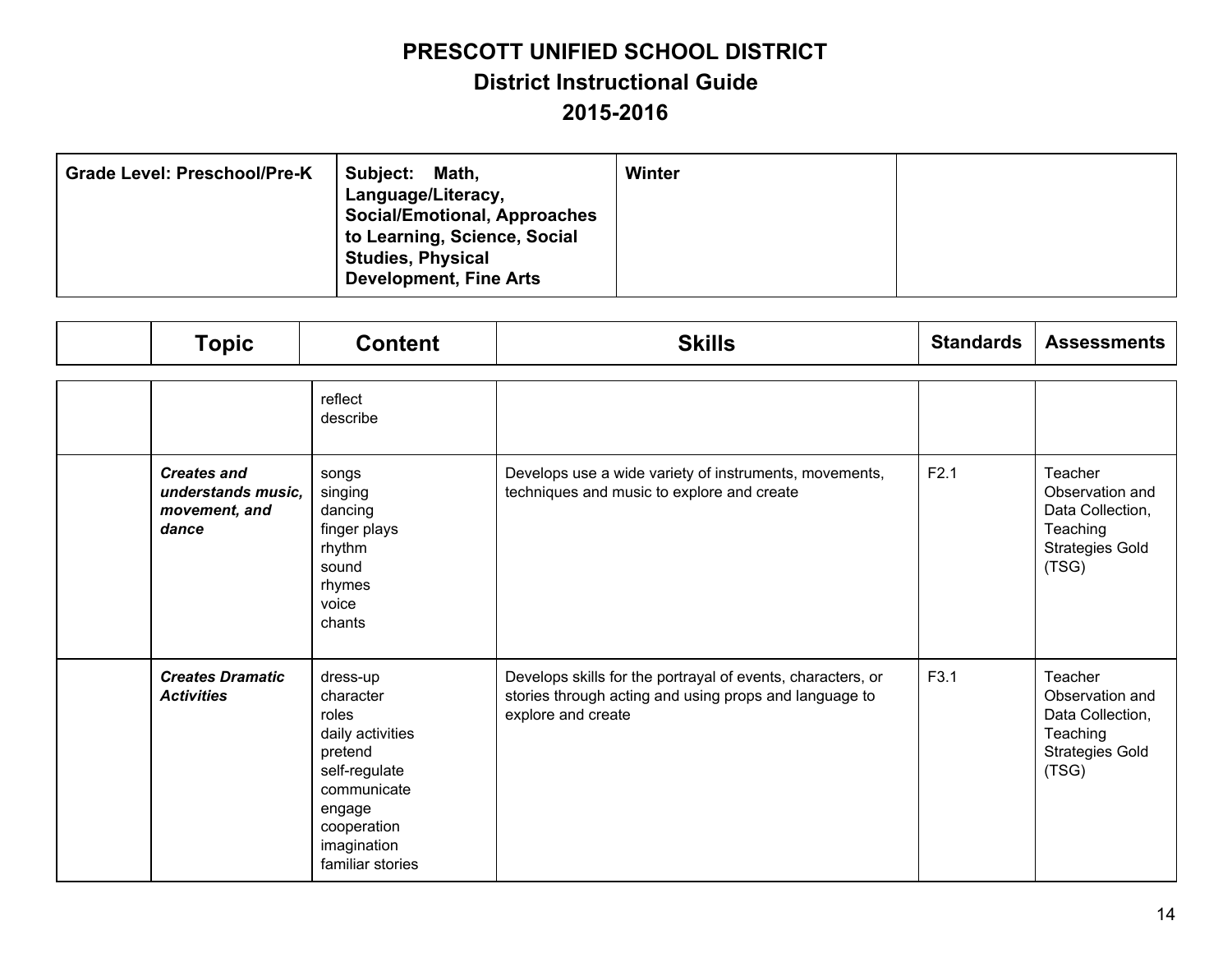# PRESCOTT UNIFIED SCHOOL DISTRICT
## District Instructional Guide
## 2015-2016

| Grade Level: Preschool/Pre-K | Subject: Math, Language/Literacy, Social/Emotional, Approaches to Learning, Science, Social Studies, Physical Development, Fine Arts | Winter | |
|---|---|---|---|

| | Topic | Content | Skills | Standards | Assessments |
|---|---|---|---|---|---|
| | | reflect<br>describe | | | |
| | ***Creates and understands music, movement, and dance*** | songs<br>singing<br>dancing<br>finger plays<br>rhythm<br>sound<br>rhymes<br>voice<br>chants | Develops use a wide variety of instruments, movements, techniques and music to explore and create | F2.1 | Teacher Observation and Data Collection, Teaching Strategies Gold (TSG) |
| | ***Creates Dramatic Activities*** | dress-up<br>character<br>roles<br>daily activities<br>pretend<br>self-regulate<br>communicate<br>engage<br>cooperation<br>imagination<br>familiar stories | Develops skills for the portrayal of events, characters, or stories through acting and using props and language to explore and create | F3.1 | Teacher Observation and Data Collection, Teaching Strategies Gold (TSG) |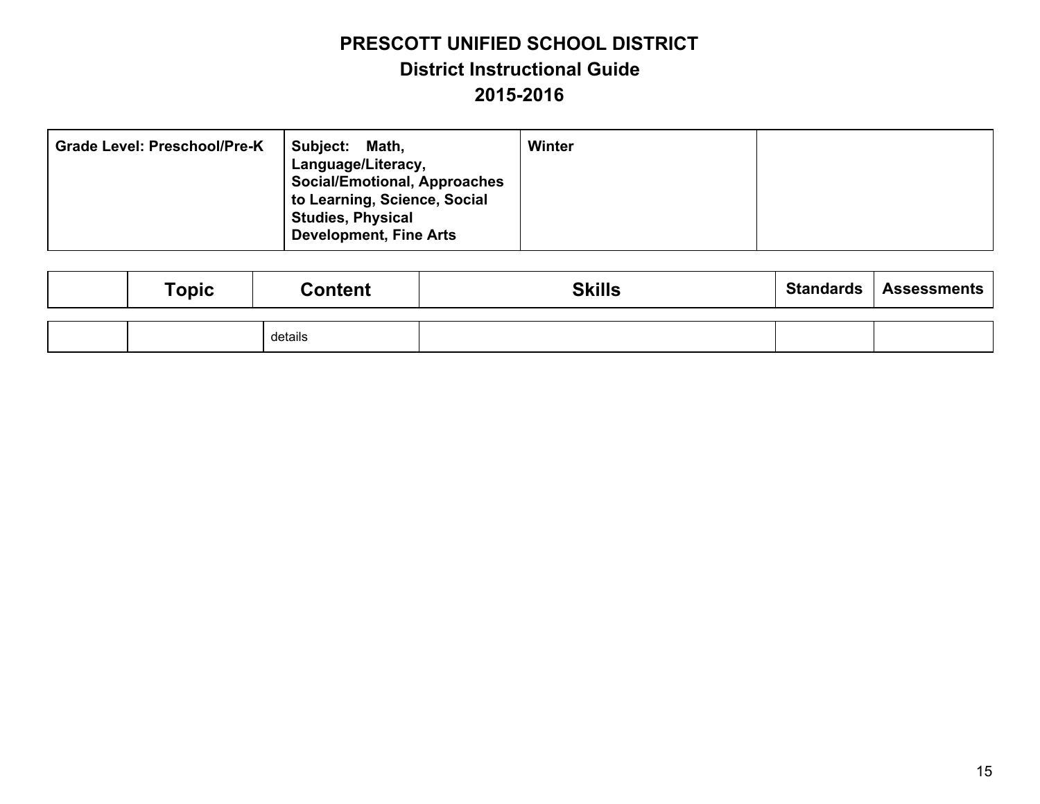**PRESCOTT UNIFIED SCHOOL DISTRICT**

**District Instructional Guide**

**2015-2016**

| Grade Level: Preschool/Pre-K | Subject: Math, Language/Literacy, Social/Emotional, Approaches to Learning, Science, Social Studies, Physical Development, Fine Arts | Winter | |
|---|---|---|---|

| | Topic | Content | Skills | Standards | Assessments |
|---|---|---|---|---|---|
| | | details | | | |